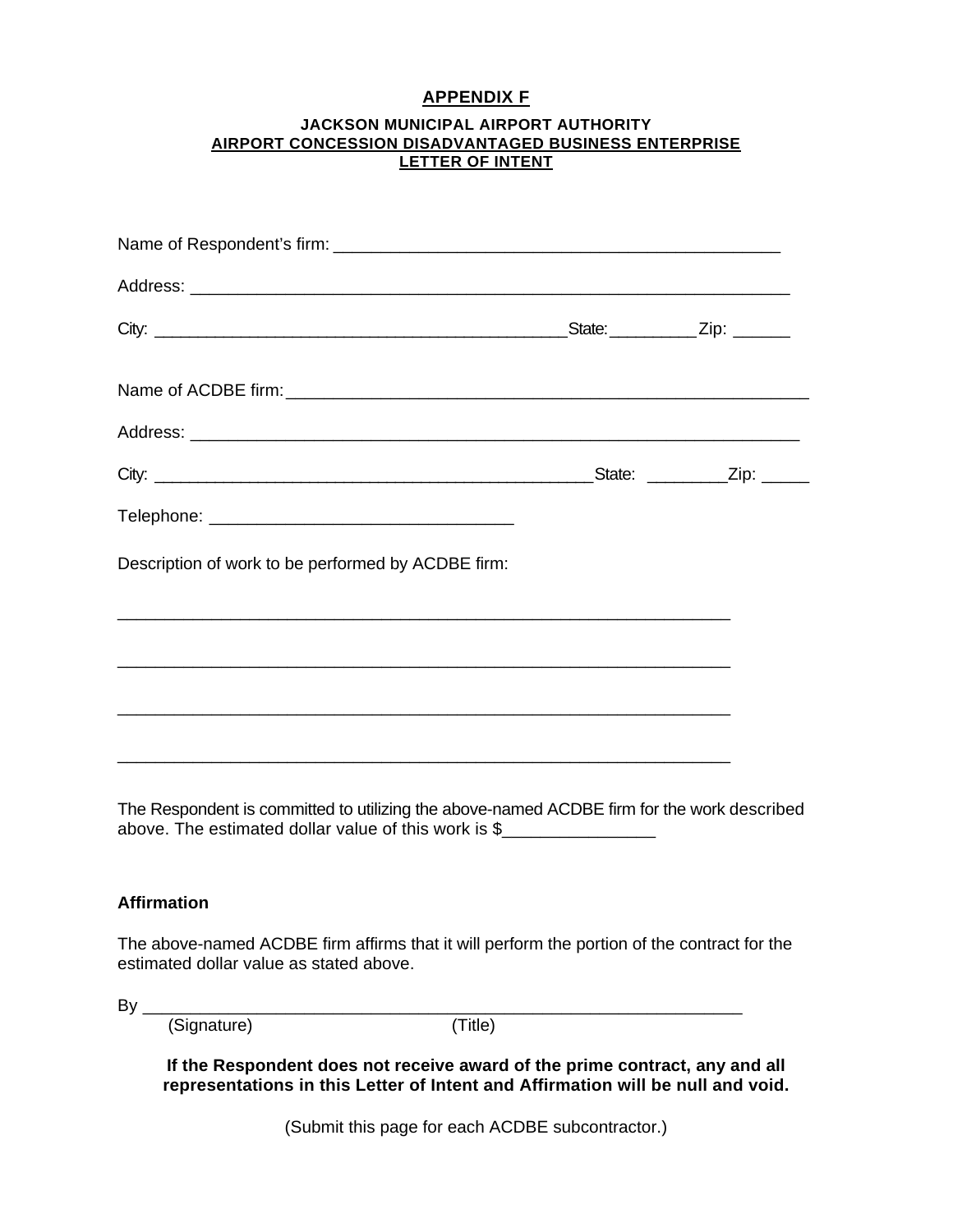**APPENDIX F**

**JACKSON MUNICIPAL AIRPORT AUTHORITY**
**AIRPORT CONCESSION DISADVANTAGED BUSINESS ENTERPRISE**
**LETTER OF INTENT**

Name of Respondent's firm: ______________________________________________

Address: _________________________________________________________________

City: _____________________________________________ State: _________ Zip: ______

Name of ACDBE firm: ________________________________________________________

Address: __________________________________________________________________

City: ________________________________________________ State: ________ Zip: _____

Telephone: ______________________________

Description of work to be performed by ACDBE firm:

_________________________________________________________________

_________________________________________________________________

_________________________________________________________________

_________________________________________________________________

The Respondent is committed to utilizing the above-named ACDBE firm for the work described above. The estimated dollar value of this work is $_______________

**Affirmation**

The above-named ACDBE firm affirms that it will perform the portion of the contract for the estimated dollar value as stated above.

By _______________________________________________________________
(Signature) (Title)

**If the Respondent does not receive award of the prime contract, any and all representations in this Letter of Intent and Affirmation will be null and void.**

(Submit this page for each ACDBE subcontractor.)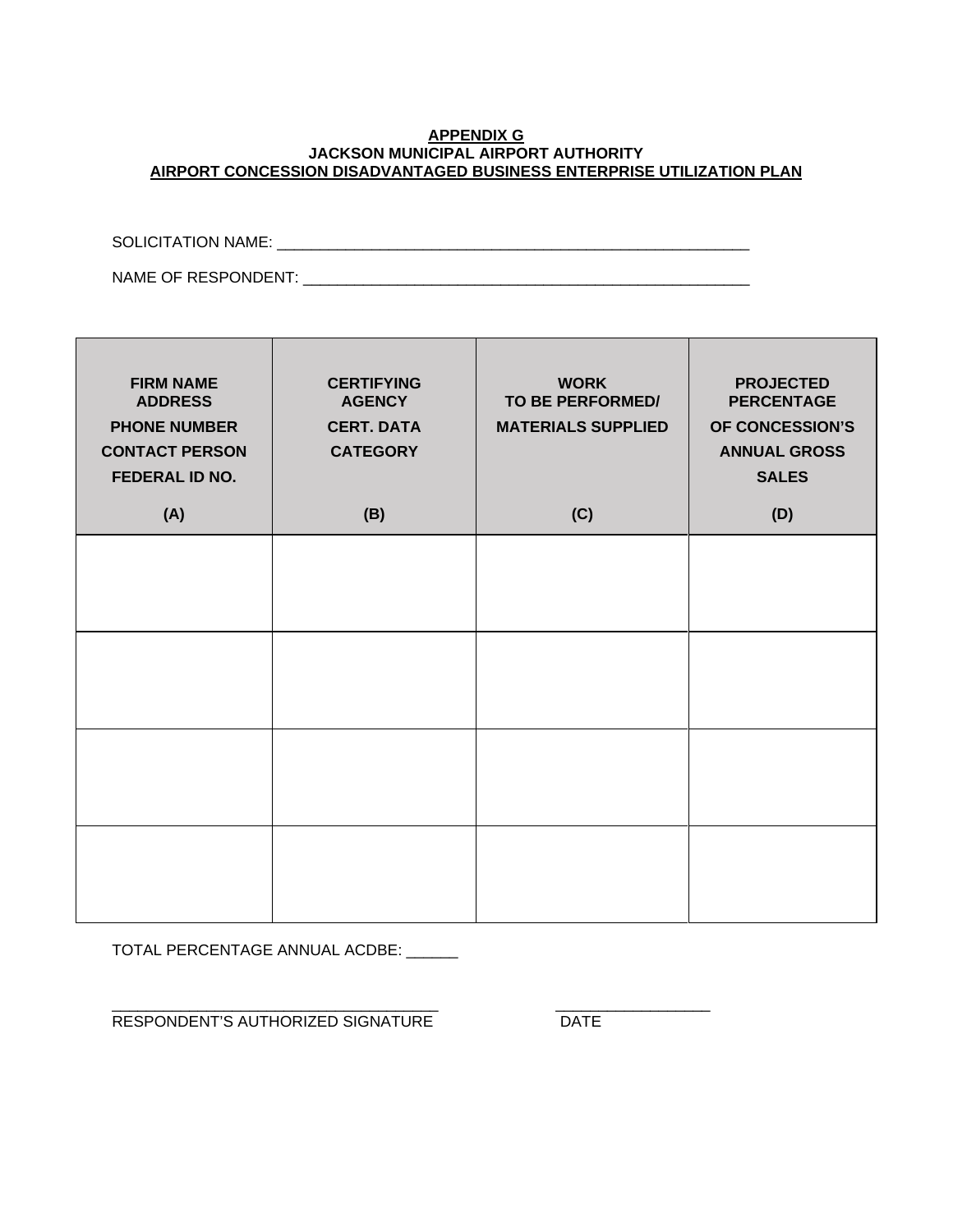**APPENDIX G**
**JACKSON MUNICIPAL AIRPORT AUTHORITY**
**AIRPORT CONCESSION DISADVANTAGED BUSINESS ENTERPRISE UTILIZATION PLAN**

SOLICITATION NAME: ________________________________________________________

NAME OF RESPONDENT: _____________________________________________________

| FIRM NAME<br>ADDRESS<br>PHONE NUMBER<br>CONTACT PERSON<br>FEDERAL ID NO.<br>(A) | CERTIFYING<br>AGENCY<br>CERT. DATA<br>CATEGORY<br>(B) | WORK<br>TO BE PERFORMED/<br>MATERIALS SUPPLIED<br>(C) | PROJECTED<br>PERCENTAGE<br>OF CONCESSION'S<br>ANNUAL GROSS<br>SALES<br>(D) |
|---|---|---|---|
| | | | |
| | | | |
| | | | |
| | | | |

TOTAL PERCENTAGE ANNUAL ACDBE: ______

______________________________________ __________________
RESPONDENT'S AUTHORIZED SIGNATURE DATE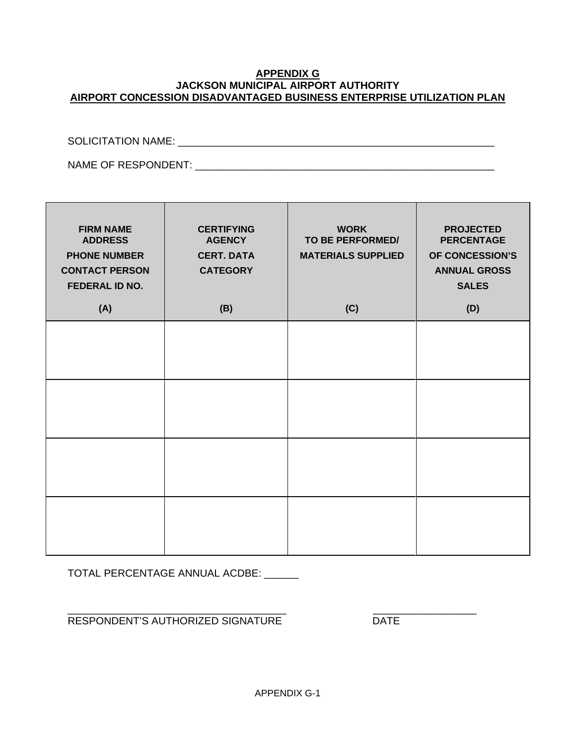# APPENDIX G
## JACKSON MUNICIPAL AIRPORT AUTHORITY
## AIRPORT CONCESSION DISADVANTAGED BUSINESS ENTERPRISE UTILIZATION PLAN

SOLICITATION NAME: ___________________________________________________________

NAME OF RESPONDENT: _____________________________________________________

| FIRM NAME ADDRESS PHONE NUMBER CONTACT PERSON FEDERAL ID NO. (A) | CERTIFYING AGENCY CERT. DATA CATEGORY (B) | WORK TO BE PERFORMED/ MATERIALS SUPPLIED (C) | PROJECTED PERCENTAGE OF CONCESSION'S ANNUAL GROSS SALES (D) |
|---|---|---|---|
| | | | |
| | | | |
| | | | |
| | | | |

TOTAL PERCENTAGE ANNUAL ACDBE: ______

_______________________________________ RESPONDENT'S AUTHORIZED SIGNATURE

__________________ DATE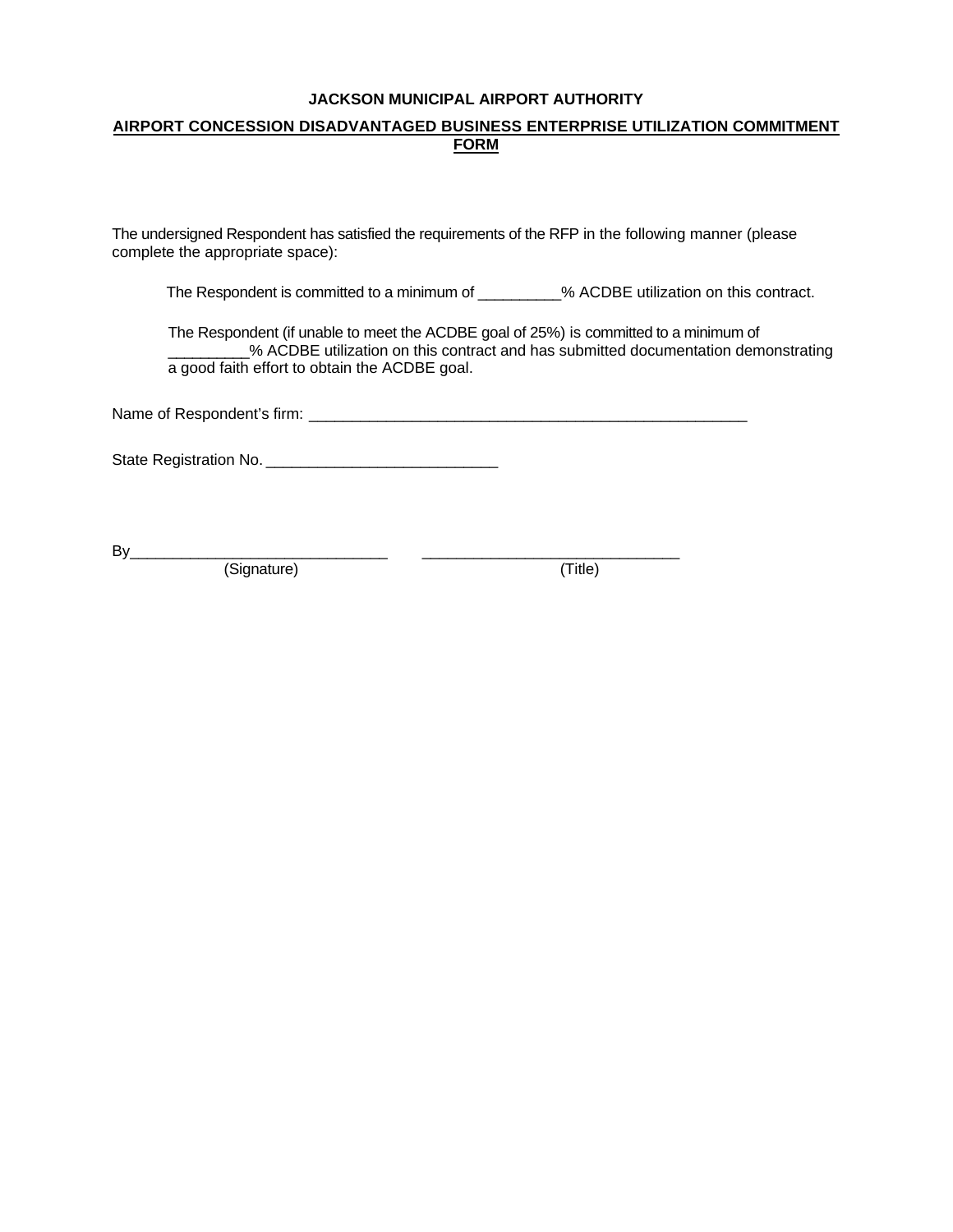**JACKSON MUNICIPAL AIRPORT AUTHORITY**

**AIRPORT CONCESSION DISADVANTAGED BUSINESS ENTERPRISE UTILIZATION COMMITMENT FORM**

The undersigned Respondent has satisfied the requirements of the RFP in the following manner (please complete the appropriate space):

The Respondent is committed to a minimum of __________% ACDBE utilization on this contract.

The Respondent (if unable to meet the ACDBE goal of 25%) is committed to a minimum of __________% ACDBE utilization on this contract and has submitted documentation demonstrating a good faith effort to obtain the ACDBE goal.

Name of Respondent's firm: ______________________________________________________

State Registration No. ____________________________

By_______________________________ _______________________________
(Signature) (Title)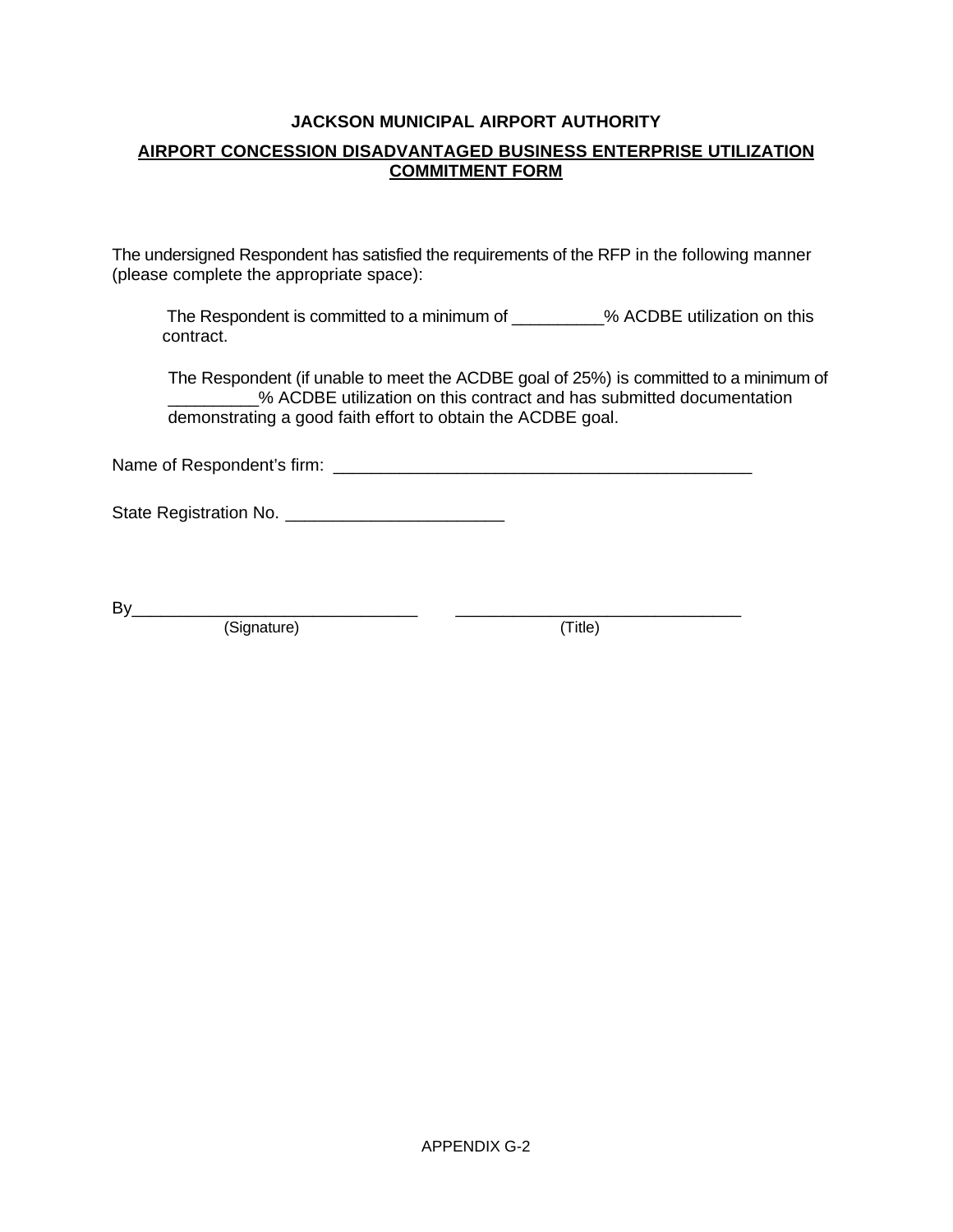**JACKSON MUNICIPAL AIRPORT AUTHORITY**

**AIRPORT CONCESSION DISADVANTAGED BUSINESS ENTERPRISE UTILIZATION COMMITMENT FORM**

The undersigned Respondent has satisfied the requirements of the RFP in the following manner (please complete the appropriate space):

The Respondent is committed to a minimum of __________% ACDBE utilization on this contract.

The Respondent (if unable to meet the ACDBE goal of 25%) is committed to a minimum of __________% ACDBE utilization on this contract and has submitted documentation demonstrating a good faith effort to obtain the ACDBE goal.

Name of Respondent's firm: ______________________________________________

State Registration No. _______________________

By_______________________________ _______________________________
(Signature) (Title)

APPENDIX G-2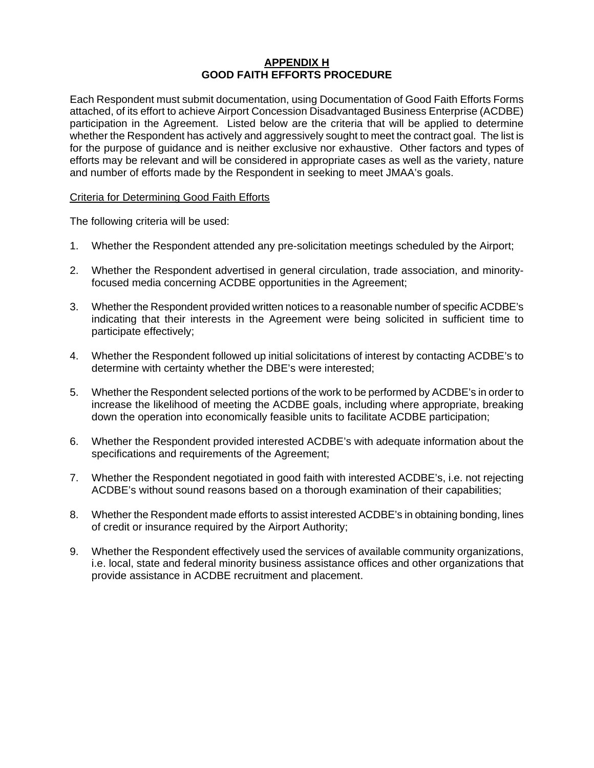# APPENDIX H
## GOOD FAITH EFFORTS PROCEDURE

Each Respondent must submit documentation, using Documentation of Good Faith Efforts Forms attached, of its effort to achieve Airport Concession Disadvantaged Business Enterprise (ACDBE) participation in the Agreement. Listed below are the criteria that will be applied to determine whether the Respondent has actively and aggressively sought to meet the contract goal. The list is for the purpose of guidance and is neither exclusive nor exhaustive. Other factors and types of efforts may be relevant and will be considered in appropriate cases as well as the variety, nature and number of efforts made by the Respondent in seeking to meet JMAA's goals.

Criteria for Determining Good Faith Efforts

The following criteria will be used:

1. Whether the Respondent attended any pre-solicitation meetings scheduled by the Airport;

2. Whether the Respondent advertised in general circulation, trade association, and minority-focused media concerning ACDBE opportunities in the Agreement;

3. Whether the Respondent provided written notices to a reasonable number of specific ACDBE's indicating that their interests in the Agreement were being solicited in sufficient time to participate effectively;

4. Whether the Respondent followed up initial solicitations of interest by contacting ACDBE's to determine with certainty whether the DBE's were interested;

5. Whether the Respondent selected portions of the work to be performed by ACDBE's in order to increase the likelihood of meeting the ACDBE goals, including where appropriate, breaking down the operation into economically feasible units to facilitate ACDBE participation;

6. Whether the Respondent provided interested ACDBE's with adequate information about the specifications and requirements of the Agreement;

7. Whether the Respondent negotiated in good faith with interested ACDBE's, i.e. not rejecting ACDBE's without sound reasons based on a thorough examination of their capabilities;

8. Whether the Respondent made efforts to assist interested ACDBE's in obtaining bonding, lines of credit or insurance required by the Airport Authority;

9. Whether the Respondent effectively used the services of available community organizations, i.e. local, state and federal minority business assistance offices and other organizations that provide assistance in ACDBE recruitment and placement.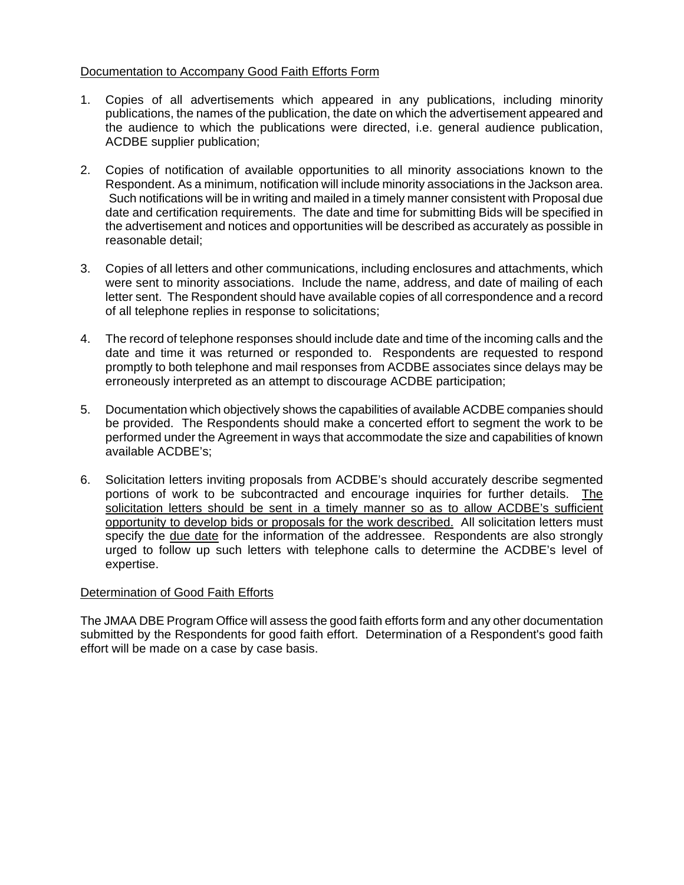<u>Documentation to Accompany Good Faith Efforts Form</u>

1. Copies of all advertisements which appeared in any publications, including minority publications, the names of the publication, the date on which the advertisement appeared and the audience to which the publications were directed, i.e. general audience publication, ACDBE supplier publication;

2. Copies of notification of available opportunities to all minority associations known to the Respondent. As a minimum, notification will include minority associations in the Jackson area. Such notifications will be in writing and mailed in a timely manner consistent with Proposal due date and certification requirements. The date and time for submitting Bids will be specified in the advertisement and notices and opportunities will be described as accurately as possible in reasonable detail;

3. Copies of all letters and other communications, including enclosures and attachments, which were sent to minority associations. Include the name, address, and date of mailing of each letter sent. The Respondent should have available copies of all correspondence and a record of all telephone replies in response to solicitations;

4. The record of telephone responses should include date and time of the incoming calls and the date and time it was returned or responded to. Respondents are requested to respond promptly to both telephone and mail responses from ACDBE associates since delays may be erroneously interpreted as an attempt to discourage ACDBE participation;

5. Documentation which objectively shows the capabilities of available ACDBE companies should be provided. The Respondents should make a concerted effort to segment the work to be performed under the Agreement in ways that accommodate the size and capabilities of known available ACDBE's;

6. Solicitation letters inviting proposals from ACDBE's should accurately describe segmented portions of work to be subcontracted and encourage inquiries for further details. <u>The solicitation letters should be sent in a timely manner so as to allow ACDBE's sufficient opportunity to develop bids or proposals for the work described.</u> All solicitation letters must specify the <u>due date</u> for the information of the addressee. Respondents are also strongly urged to follow up such letters with telephone calls to determine the ACDBE's level of expertise.

<u>Determination of Good Faith Efforts</u>

The JMAA DBE Program Office will assess the good faith efforts form and any other documentation submitted by the Respondents for good faith effort. Determination of a Respondent's good faith effort will be made on a case by case basis.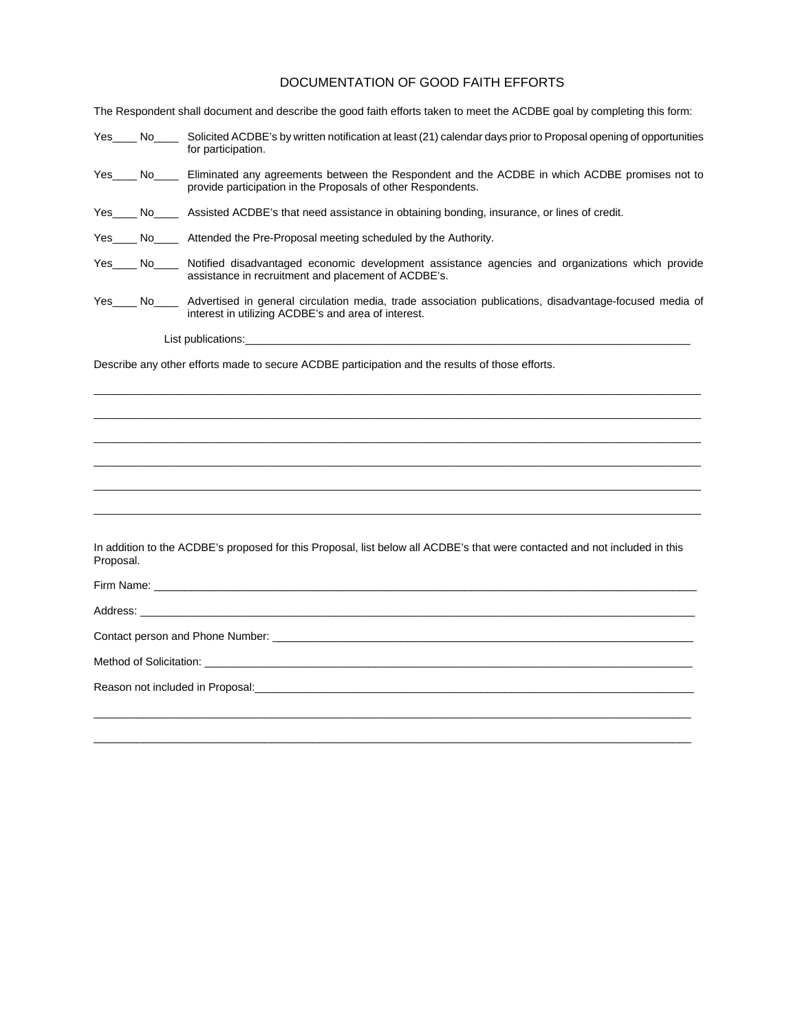## DOCUMENTATION OF GOOD FAITH EFFORTS

The Respondent shall document and describe the good faith efforts taken to meet the ACDBE goal by completing this form:

Yes____ No____ Solicited ACDBE's by written notification at least (21) calendar days prior to Proposal opening of opportunities for participation.

Yes____ No____ Eliminated any agreements between the Respondent and the ACDBE in which ACDBE promises not to provide participation in the Proposals of other Respondents.

Yes____ No____ Assisted ACDBE's that need assistance in obtaining bonding, insurance, or lines of credit.

Yes____ No____ Attended the Pre-Proposal meeting scheduled by the Authority.

Yes____ No____ Notified disadvantaged economic development assistance agencies and organizations which provide assistance in recruitment and placement of ACDBE's.

Yes____ No____ Advertised in general circulation media, trade association publications, disadvantage-focused media of interest in utilizing ACDBE's and area of interest.

List publications:______________________________________________________________________________

Describe any other efforts made to secure ACDBE participation and the results of those efforts.

______________________________________________________________________________________________

______________________________________________________________________________________________

______________________________________________________________________________________________

______________________________________________________________________________________________

______________________________________________________________________________________________

______________________________________________________________________________________________

In addition to the ACDBE's proposed for this Proposal, list below all ACDBE's that were contacted and not included in this Proposal.

Firm Name: _____________________________________________________________________________________

Address: _______________________________________________________________________________________

Contact person and Phone Number: ________________________________________________________________

Method of Solicitation: ___________________________________________________________________________

Reason not included in Proposal:__________________________________________________________________

______________________________________________________________________________________________

______________________________________________________________________________________________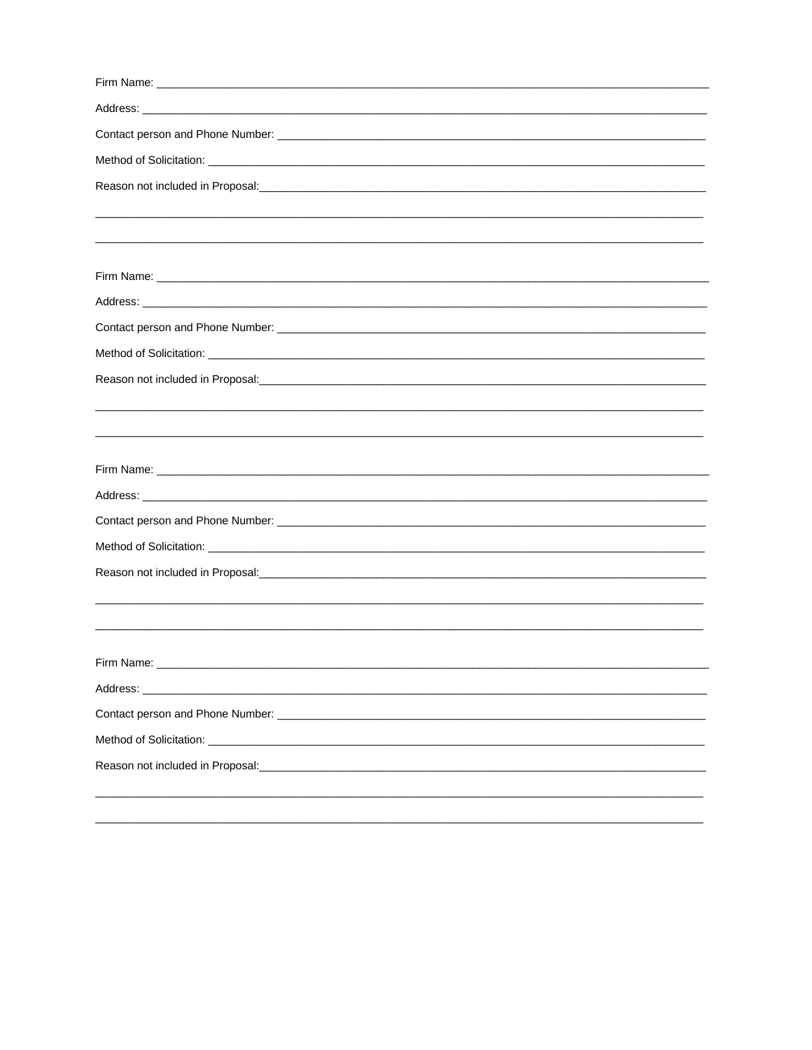Firm Name: ___________________________________________________________________________

Address: _____________________________________________________________________________

Contact person and Phone Number: _______________________________________________________

Method of Solicitation: ________________________________________________________________

Reason not included in Proposal:________________________________________________________

______________________________________________________________________________________

______________________________________________________________________________________

Firm Name: ___________________________________________________________________________

Address: _____________________________________________________________________________

Contact person and Phone Number: _______________________________________________________

Method of Solicitation: ________________________________________________________________

Reason not included in Proposal:________________________________________________________

______________________________________________________________________________________

______________________________________________________________________________________

Firm Name: ___________________________________________________________________________

Address: _____________________________________________________________________________

Contact person and Phone Number: _______________________________________________________

Method of Solicitation: ________________________________________________________________

Reason not included in Proposal:________________________________________________________

______________________________________________________________________________________

______________________________________________________________________________________

Firm Name: ___________________________________________________________________________

Address: _____________________________________________________________________________

Contact person and Phone Number: _______________________________________________________

Method of Solicitation: ________________________________________________________________

Reason not included in Proposal:________________________________________________________

______________________________________________________________________________________

______________________________________________________________________________________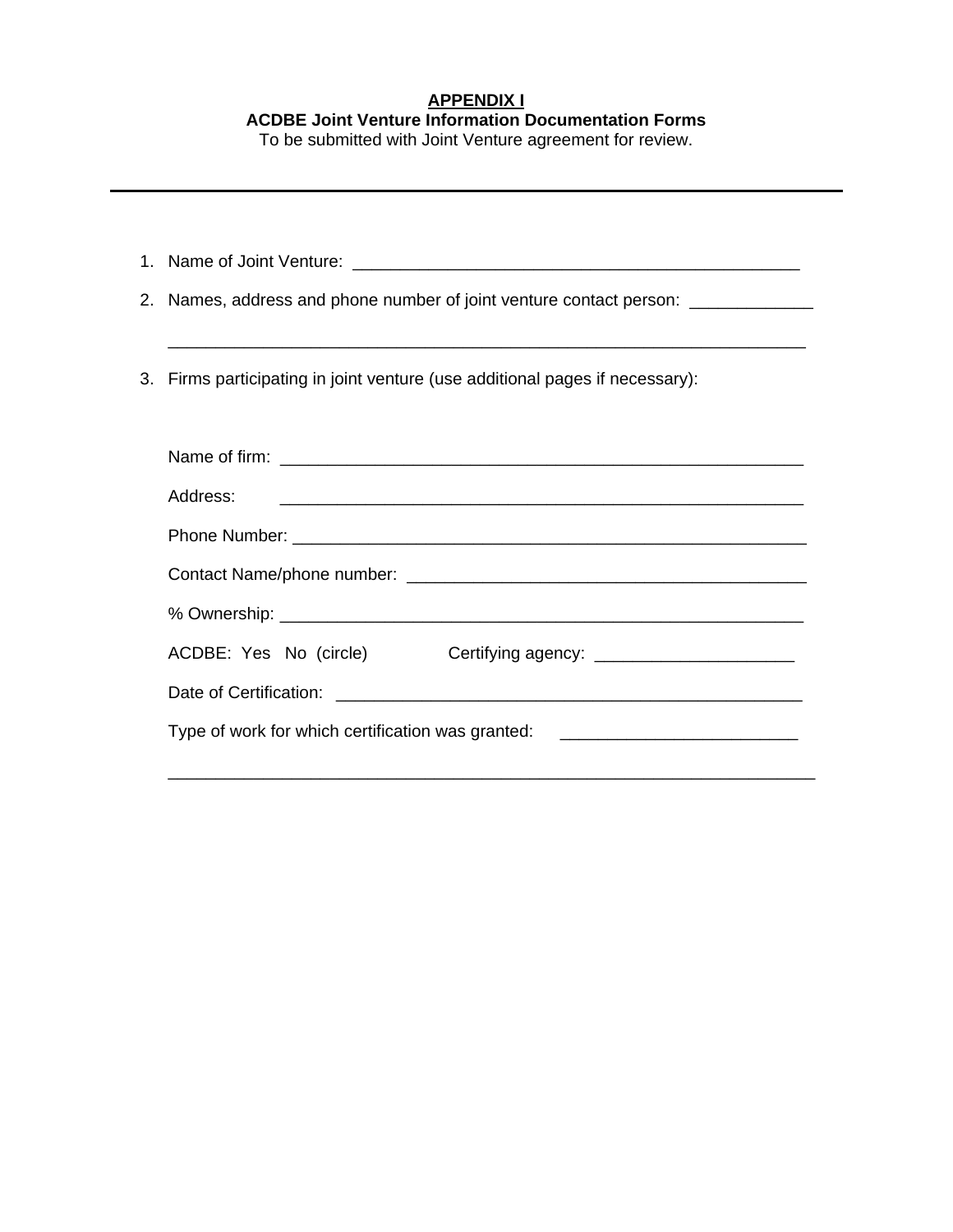**APPENDIX I**

**ACDBE Joint Venture Information Documentation Forms**

To be submitted with Joint Venture agreement for review.

---

1. Name of Joint Venture: ______________________________________________

2. Names, address and phone number of joint venture contact person: ____________

   _____________________________________________________________________

3. Firms participating in joint venture (use additional pages if necessary):

   Name of firm: ________________________________________________________

   Address: ____________________________________________________________

   Phone Number: _______________________________________________________

   Contact Name/phone number: ___________________________________________

   % Ownership: ________________________________________________________

   ACDBE: Yes No (circle) Certifying agency: ____________________

   Date of Certification: ________________________________________________

   Type of work for which certification was granted: ________________________

   _____________________________________________________________________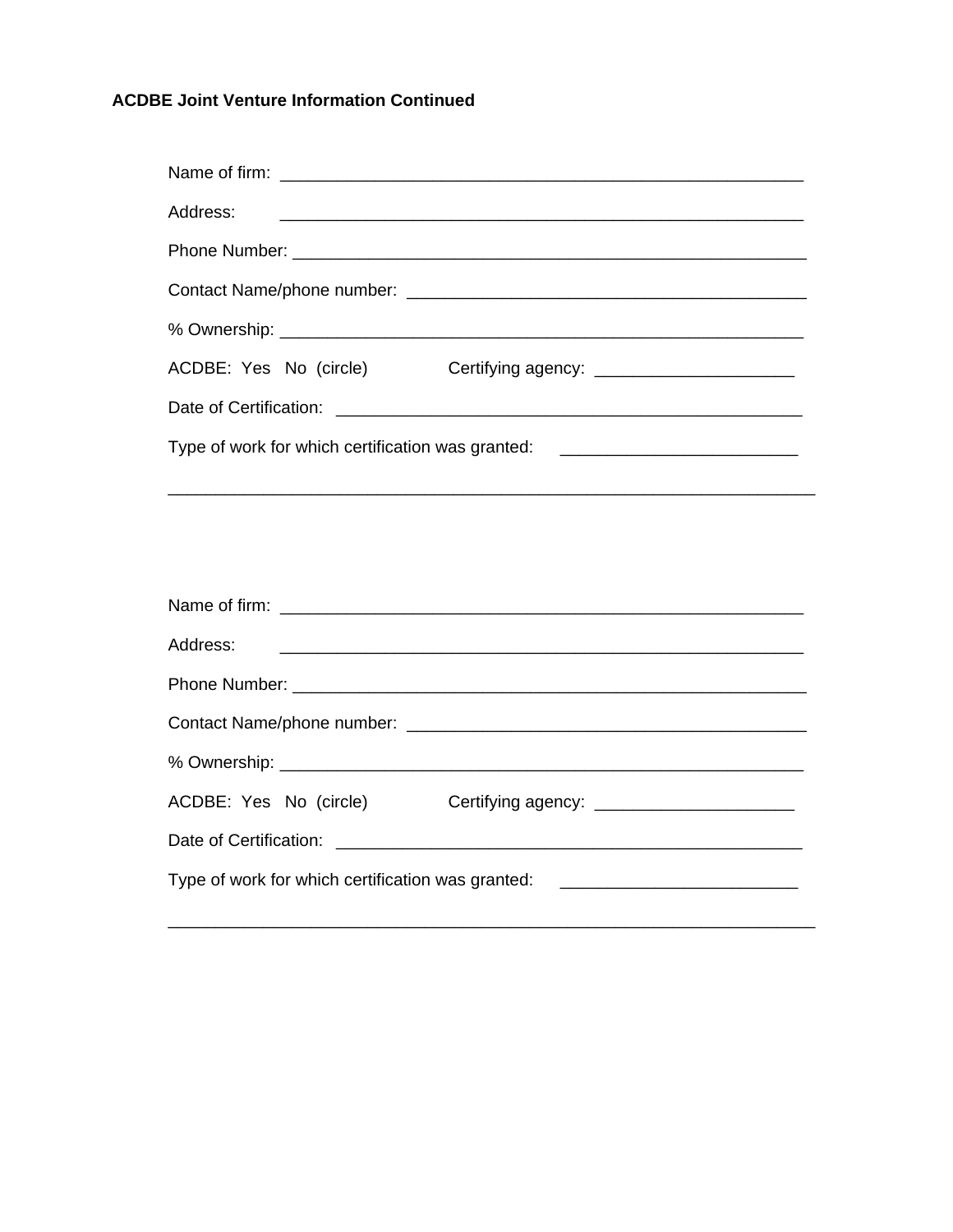**ACDBE Joint Venture Information Continued**

Name of firm: ________________________________________________________

Address: ________________________________________________________

Phone Number: ________________________________________________________

Contact Name/phone number: ________________________________________

% Ownership: ________________________________________________________

ACDBE: Yes No (circle) Certifying agency: _____________________

Date of Certification: __________________________________________________

Type of work for which certification was granted: ________________________

______________________________________________________________________

Name of firm: ________________________________________________________

Address: ________________________________________________________

Phone Number: ________________________________________________________

Contact Name/phone number: ________________________________________

% Ownership: ________________________________________________________

ACDBE: Yes No (circle) Certifying agency: _____________________

Date of Certification: __________________________________________________

Type of work for which certification was granted: ________________________

______________________________________________________________________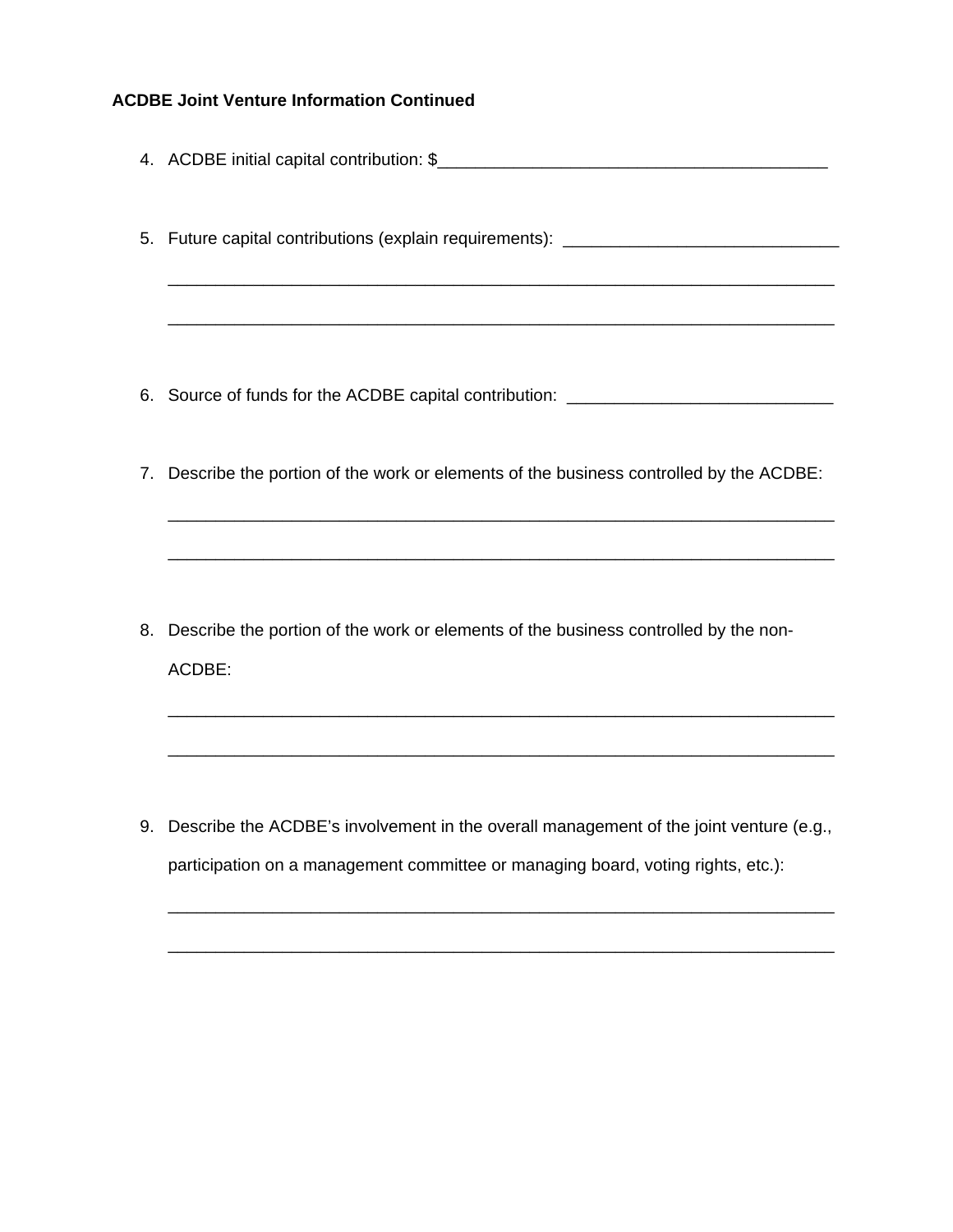**ACDBE Joint Venture Information Continued**

4. ACDBE initial capital contribution: $_________________________________________

5. Future capital contributions (explain requirements): _____________________________

   ______________________________________________________________________

   ______________________________________________________________________

6. Source of funds for the ACDBE capital contribution: ___________________________

7. Describe the portion of the work or elements of the business controlled by the ACDBE:

   ______________________________________________________________________

   ______________________________________________________________________

8. Describe the portion of the work or elements of the business controlled by the non-ACDBE:

   ______________________________________________________________________

   ______________________________________________________________________

9. Describe the ACDBE's involvement in the overall management of the joint venture (e.g., participation on a management committee or managing board, voting rights, etc.):

   ______________________________________________________________________

   ______________________________________________________________________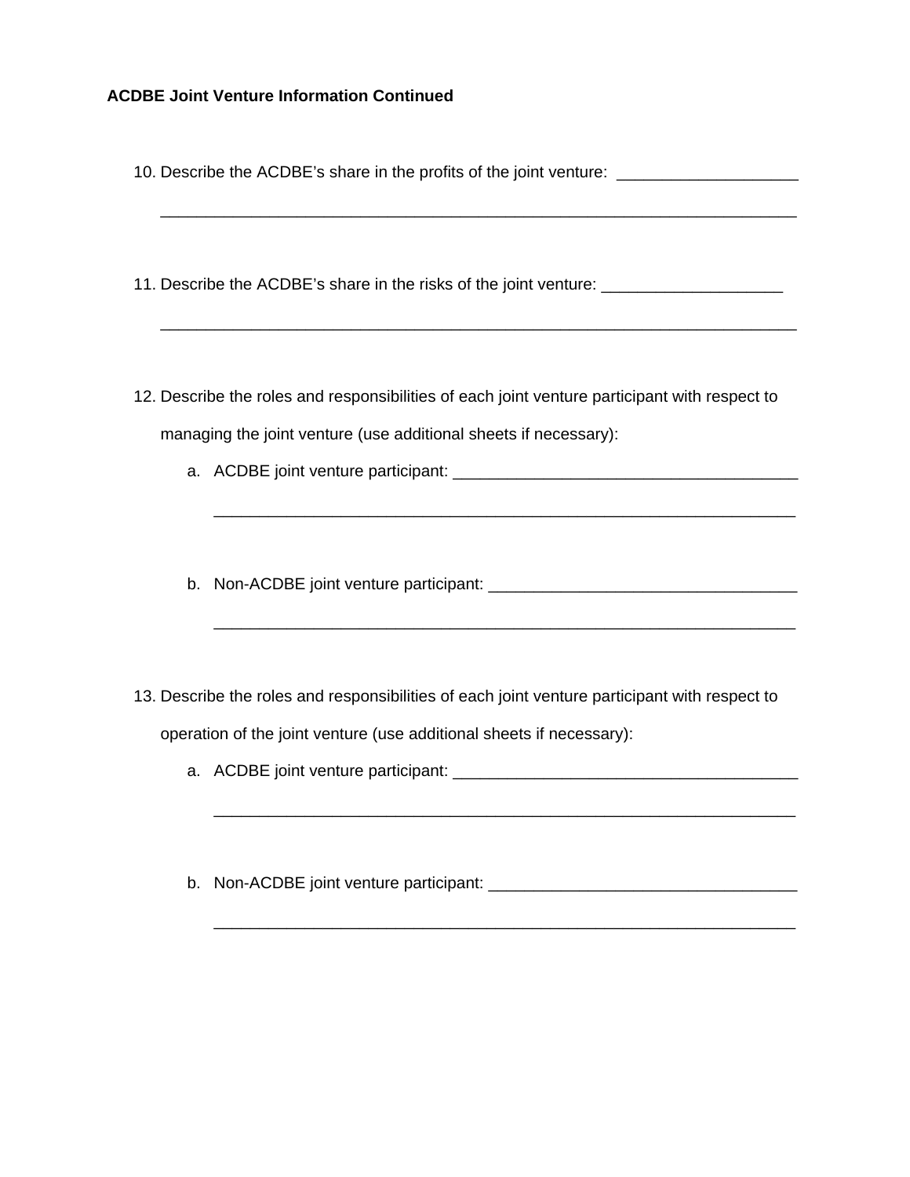**ACDBE Joint Venture Information Continued**

10. Describe the ACDBE's share in the profits of the joint venture: ____________________

    ________________________________________________________________________

11. Describe the ACDBE's share in the risks of the joint venture: ____________________

    ________________________________________________________________________

12. Describe the roles and responsibilities of each joint venture participant with respect to managing the joint venture (use additional sheets if necessary):

    a. ACDBE joint venture participant: ________________________________________

       __________________________________________________________________

    b. Non-ACDBE joint venture participant: ___________________________________

       __________________________________________________________________

13. Describe the roles and responsibilities of each joint venture participant with respect to operation of the joint venture (use additional sheets if necessary):

    a. ACDBE joint venture participant: ________________________________________

       __________________________________________________________________

    b. Non-ACDBE joint venture participant: ___________________________________

       __________________________________________________________________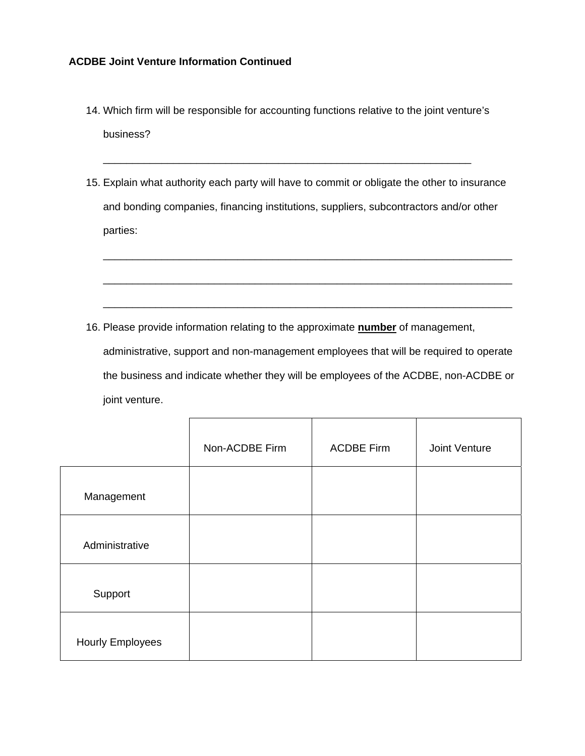**ACDBE Joint Venture Information Continued**

14. Which firm will be responsible for accounting functions relative to the joint venture's business?

    ______________________________________________________________

15. Explain what authority each party will have to commit or obligate the other to insurance and bonding companies, financing institutions, suppliers, subcontractors and/or other parties:

    ______________________________________________________________

    ______________________________________________________________

    ______________________________________________________________

16. Please provide information relating to the approximate **number** of management, administrative, support and non-management employees that will be required to operate the business and indicate whether they will be employees of the ACDBE, non-ACDBE or joint venture.

| | Non-ACDBE Firm | ACDBE Firm | Joint Venture |
|---|---|---|---|
| Management | | | |
| Administrative | | | |
| Support | | | |
| Hourly Employees | | | |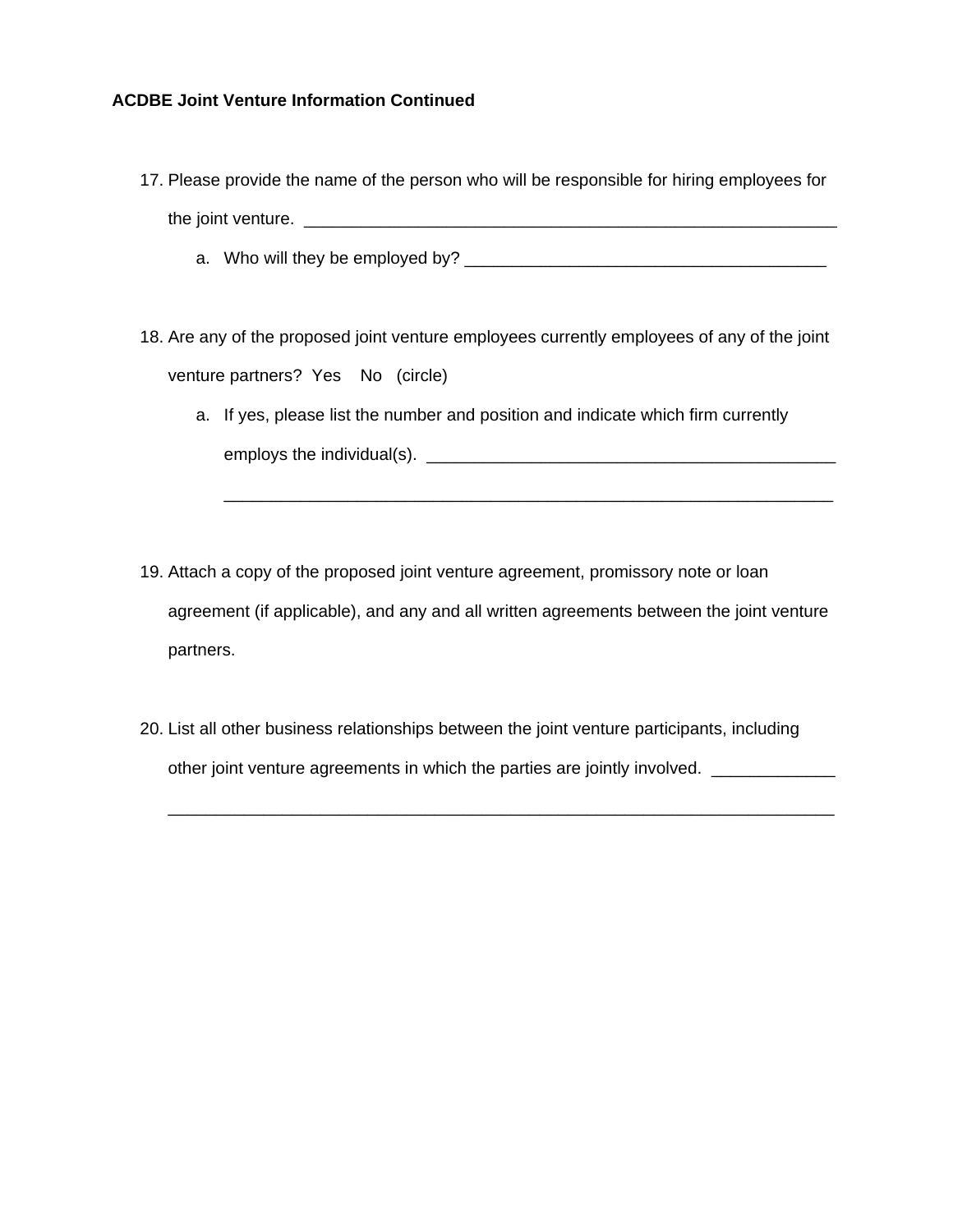**ACDBE Joint Venture Information Continued**

17. Please provide the name of the person who will be responsible for hiring employees for the joint venture. ____________________________________________________________
    a. Who will they be employed by? ______________________________________

18. Are any of the proposed joint venture employees currently employees of any of the joint venture partners? Yes No (circle)
    a. If yes, please list the number and position and indicate which firm currently employs the individual(s). _____________________________________________
    _________________________________________________________________

19. Attach a copy of the proposed joint venture agreement, promissory note or loan agreement (if applicable), and any and all written agreements between the joint venture partners.

20. List all other business relationships between the joint venture participants, including other joint venture agreements in which the parties are jointly involved. _____________
    _______________________________________________________________________